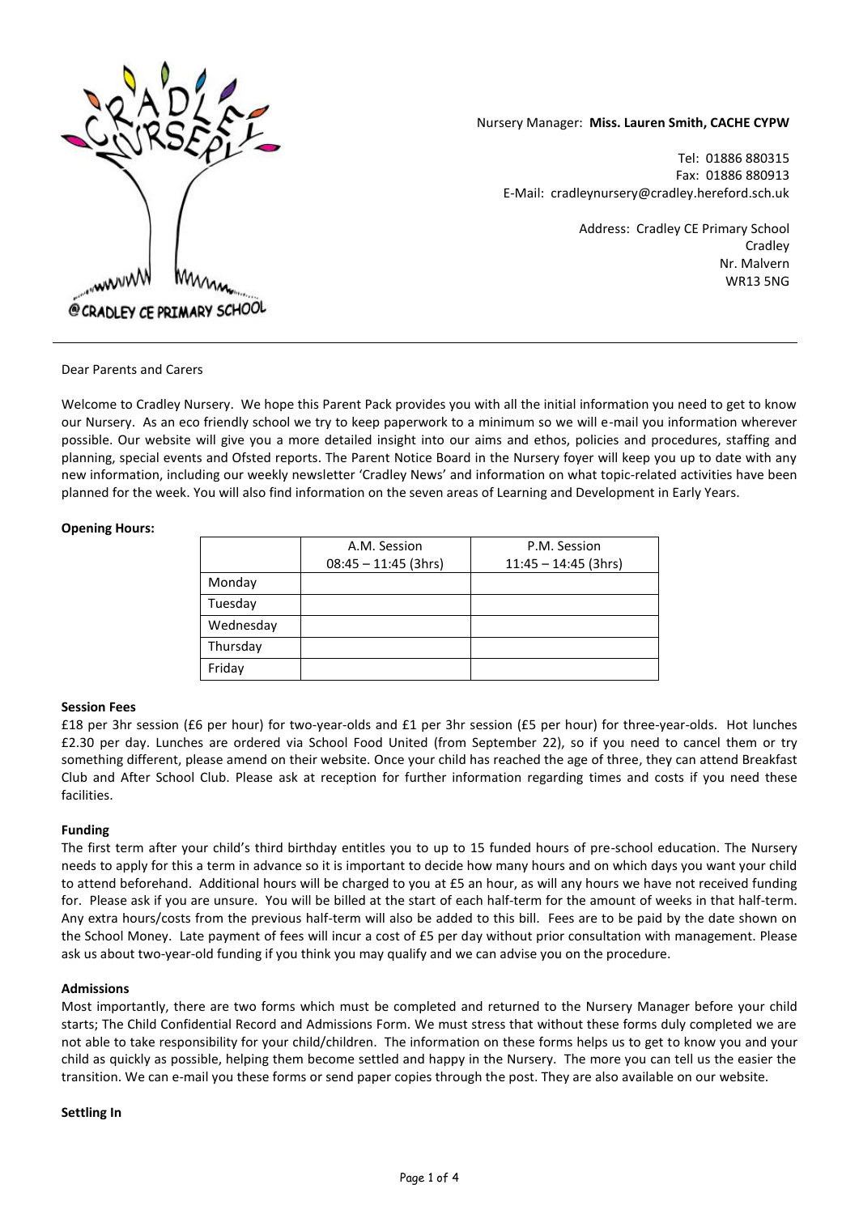Nursery Manager: **Miss. Lauren Smith, CACHE CYPW**

Tel: 01886 880315
Fax: 01886 880913
E-Mail: cradleynursery@cradley.hereford.sch.uk

Address: Cradley CE Primary School
Cradley
Nr. Malvern
WR13 5NG

Dear Parents and Carers

Welcome to Cradley Nursery. We hope this Parent Pack provides you with all the initial information you need to get to know our Nursery. As an eco friendly school we try to keep paperwork to a minimum so we will e-mail you information wherever possible. Our website will give you a more detailed insight into our aims and ethos, policies and procedures, staffing and planning, special events and Ofsted reports. The Parent Notice Board in the Nursery foyer will keep you up to date with any new information, including our weekly newsletter 'Cradley News' and information on what topic-related activities have been planned for the week. You will also find information on the seven areas of Learning and Development in Early Years.

**Opening Hours:**

| | A.M. Session 08:45 – 11:45 (3hrs) | P.M. Session 11:45 – 14:45 (3hrs) |
|---|---|---|
| Monday | | |
| Tuesday | | |
| Wednesday | | |
| Thursday | | |
| Friday | | |

**Session Fees**

£18 per 3hr session (£6 per hour) for two-year-olds and £1 per 3hr session (£5 per hour) for three-year-olds. Hot lunches £2.30 per day. Lunches are ordered via School Food United (from September 22), so if you need to cancel them or try something different, please amend on their website. Once your child has reached the age of three, they can attend Breakfast Club and After School Club. Please ask at reception for further information regarding times and costs if you need these facilities.

**Funding**

The first term after your child's third birthday entitles you to up to 15 funded hours of pre-school education. The Nursery needs to apply for this a term in advance so it is important to decide how many hours and on which days you want your child to attend beforehand. Additional hours will be charged to you at £5 an hour, as will any hours we have not received funding for. Please ask if you are unsure. You will be billed at the start of each half-term for the amount of weeks in that half-term. Any extra hours/costs from the previous half-term will also be added to this bill. Fees are to be paid by the date shown on the School Money. Late payment of fees will incur a cost of £5 per day without prior consultation with management. Please ask us about two-year-old funding if you think you may qualify and we can advise you on the procedure.

**Admissions**

Most importantly, there are two forms which must be completed and returned to the Nursery Manager before your child starts; The Child Confidential Record and Admissions Form. We must stress that without these forms duly completed we are not able to take responsibility for your child/children. The information on these forms helps us to get to know you and your child as quickly as possible, helping them become settled and happy in the Nursery. The more you can tell us the easier the transition. We can e-mail you these forms or send paper copies through the post. They are also available on our website.

**Settling In**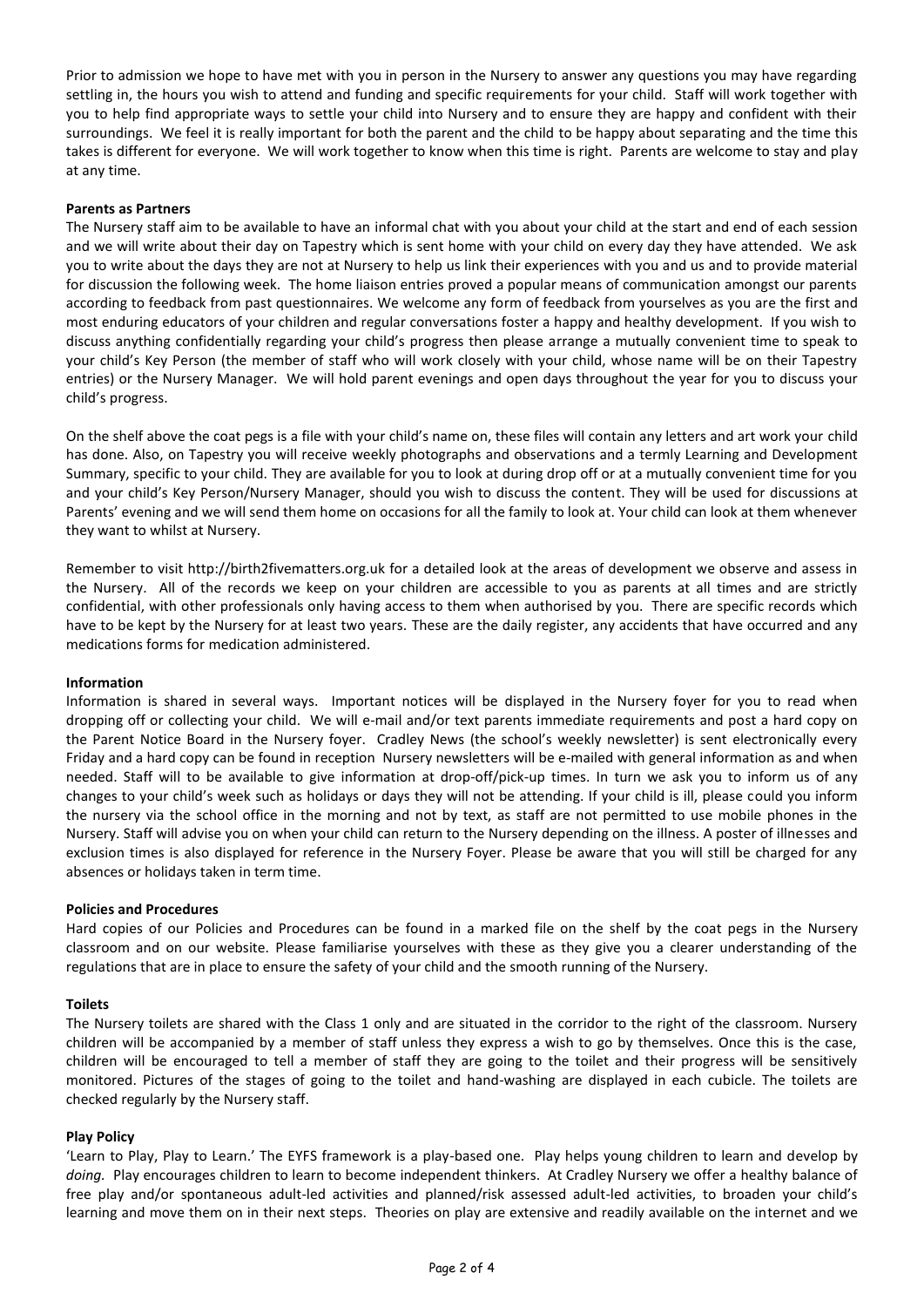Prior to admission we hope to have met with you in person in the Nursery to answer any questions you may have regarding settling in, the hours you wish to attend and funding and specific requirements for your child. Staff will work together with you to help find appropriate ways to settle your child into Nursery and to ensure they are happy and confident with their surroundings. We feel it is really important for both the parent and the child to be happy about separating and the time this takes is different for everyone. We will work together to know when this time is right. Parents are welcome to stay and play at any time.

**Parents as Partners**

The Nursery staff aim to be available to have an informal chat with you about your child at the start and end of each session and we will write about their day on Tapestry which is sent home with your child on every day they have attended. We ask you to write about the days they are not at Nursery to help us link their experiences with you and us and to provide material for discussion the following week. The home liaison entries proved a popular means of communication amongst our parents according to feedback from past questionnaires. We welcome any form of feedback from yourselves as you are the first and most enduring educators of your children and regular conversations foster a happy and healthy development. If you wish to discuss anything confidentially regarding your child's progress then please arrange a mutually convenient time to speak to your child's Key Person (the member of staff who will work closely with your child, whose name will be on their Tapestry entries) or the Nursery Manager. We will hold parent evenings and open days throughout the year for you to discuss your child's progress.

On the shelf above the coat pegs is a file with your child's name on, these files will contain any letters and art work your child has done. Also, on Tapestry you will receive weekly photographs and observations and a termly Learning and Development Summary, specific to your child. They are available for you to look at during drop off or at a mutually convenient time for you and your child's Key Person/Nursery Manager, should you wish to discuss the content. They will be used for discussions at Parents' evening and we will send them home on occasions for all the family to look at. Your child can look at them whenever they want to whilst at Nursery.

Remember to visit http://birth2fivematters.org.uk for a detailed look at the areas of development we observe and assess in the Nursery. All of the records we keep on your children are accessible to you as parents at all times and are strictly confidential, with other professionals only having access to them when authorised by you. There are specific records which have to be kept by the Nursery for at least two years. These are the daily register, any accidents that have occurred and any medications forms for medication administered.

**Information**

Information is shared in several ways. Important notices will be displayed in the Nursery foyer for you to read when dropping off or collecting your child. We will e-mail and/or text parents immediate requirements and post a hard copy on the Parent Notice Board in the Nursery foyer. Cradley News (the school's weekly newsletter) is sent electronically every Friday and a hard copy can be found in reception Nursery newsletters will be e-mailed with general information as and when needed. Staff will to be available to give information at drop-off/pick-up times. In turn we ask you to inform us of any changes to your child's week such as holidays or days they will not be attending. If your child is ill, please could you inform the nursery via the school office in the morning and not by text, as staff are not permitted to use mobile phones in the Nursery. Staff will advise you on when your child can return to the Nursery depending on the illness. A poster of illnesses and exclusion times is also displayed for reference in the Nursery Foyer. Please be aware that you will still be charged for any absences or holidays taken in term time.

**Policies and Procedures**

Hard copies of our Policies and Procedures can be found in a marked file on the shelf by the coat pegs in the Nursery classroom and on our website. Please familiarise yourselves with these as they give you a clearer understanding of the regulations that are in place to ensure the safety of your child and the smooth running of the Nursery.

**Toilets**

The Nursery toilets are shared with the Class 1 only and are situated in the corridor to the right of the classroom. Nursery children will be accompanied by a member of staff unless they express a wish to go by themselves. Once this is the case, children will be encouraged to tell a member of staff they are going to the toilet and their progress will be sensitively monitored. Pictures of the stages of going to the toilet and hand-washing are displayed in each cubicle. The toilets are checked regularly by the Nursery staff.

**Play Policy**

'Learn to Play, Play to Learn.' The EYFS framework is a play-based one. Play helps young children to learn and develop by *doing.* Play encourages children to learn to become independent thinkers. At Cradley Nursery we offer a healthy balance of free play and/or spontaneous adult-led activities and planned/risk assessed adult-led activities, to broaden your child's learning and move them on in their next steps. Theories on play are extensive and readily available on the internet and we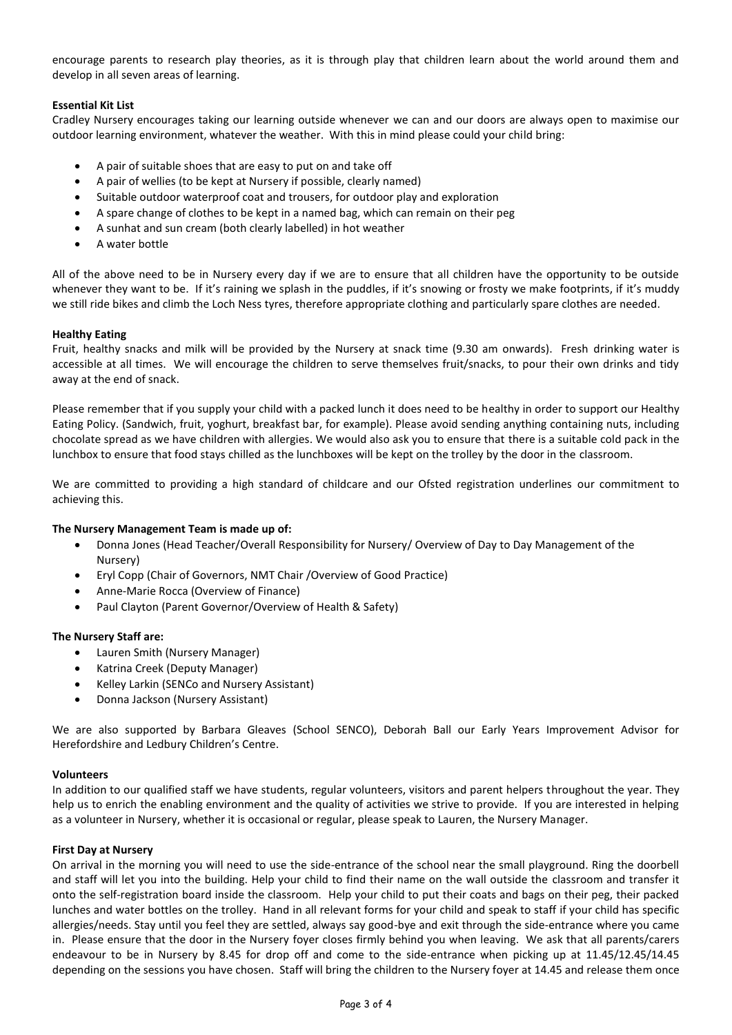encourage parents to research play theories, as it is through play that children learn about the world around them and develop in all seven areas of learning.

**Essential Kit List**

Cradley Nursery encourages taking our learning outside whenever we can and our doors are always open to maximise our outdoor learning environment, whatever the weather. With this in mind please could your child bring:

- A pair of suitable shoes that are easy to put on and take off
- A pair of wellies (to be kept at Nursery if possible, clearly named)
- Suitable outdoor waterproof coat and trousers, for outdoor play and exploration
- A spare change of clothes to be kept in a named bag, which can remain on their peg
- A sunhat and sun cream (both clearly labelled) in hot weather
- A water bottle

All of the above need to be in Nursery every day if we are to ensure that all children have the opportunity to be outside whenever they want to be. If it's raining we splash in the puddles, if it's snowing or frosty we make footprints, if it's muddy we still ride bikes and climb the Loch Ness tyres, therefore appropriate clothing and particularly spare clothes are needed.

**Healthy Eating**

Fruit, healthy snacks and milk will be provided by the Nursery at snack time (9.30 am onwards). Fresh drinking water is accessible at all times. We will encourage the children to serve themselves fruit/snacks, to pour their own drinks and tidy away at the end of snack.

Please remember that if you supply your child with a packed lunch it does need to be healthy in order to support our Healthy Eating Policy. (Sandwich, fruit, yoghurt, breakfast bar, for example). Please avoid sending anything containing nuts, including chocolate spread as we have children with allergies. We would also ask you to ensure that there is a suitable cold pack in the lunchbox to ensure that food stays chilled as the lunchboxes will be kept on the trolley by the door in the classroom.

We are committed to providing a high standard of childcare and our Ofsted registration underlines our commitment to achieving this.

**The Nursery Management Team is made up of:**

- Donna Jones (Head Teacher/Overall Responsibility for Nursery/ Overview of Day to Day Management of the Nursery)
- Eryl Copp (Chair of Governors, NMT Chair /Overview of Good Practice)
- Anne-Marie Rocca (Overview of Finance)
- Paul Clayton (Parent Governor/Overview of Health & Safety)

**The Nursery Staff are:**

- Lauren Smith (Nursery Manager)
- Katrina Creek (Deputy Manager)
- Kelley Larkin (SENCo and Nursery Assistant)
- Donna Jackson (Nursery Assistant)

We are also supported by Barbara Gleaves (School SENCO), Deborah Ball our Early Years Improvement Advisor for Herefordshire and Ledbury Children's Centre.

**Volunteers**

In addition to our qualified staff we have students, regular volunteers, visitors and parent helpers throughout the year. They help us to enrich the enabling environment and the quality of activities we strive to provide. If you are interested in helping as a volunteer in Nursery, whether it is occasional or regular, please speak to Lauren, the Nursery Manager.

**First Day at Nursery**

On arrival in the morning you will need to use the side-entrance of the school near the small playground. Ring the doorbell and staff will let you into the building. Help your child to find their name on the wall outside the classroom and transfer it onto the self-registration board inside the classroom. Help your child to put their coats and bags on their peg, their packed lunches and water bottles on the trolley. Hand in all relevant forms for your child and speak to staff if your child has specific allergies/needs. Stay until you feel they are settled, always say good-bye and exit through the side-entrance where you came in. Please ensure that the door in the Nursery foyer closes firmly behind you when leaving. We ask that all parents/carers endeavour to be in Nursery by 8.45 for drop off and come to the side-entrance when picking up at 11.45/12.45/14.45 depending on the sessions you have chosen. Staff will bring the children to the Nursery foyer at 14.45 and release them once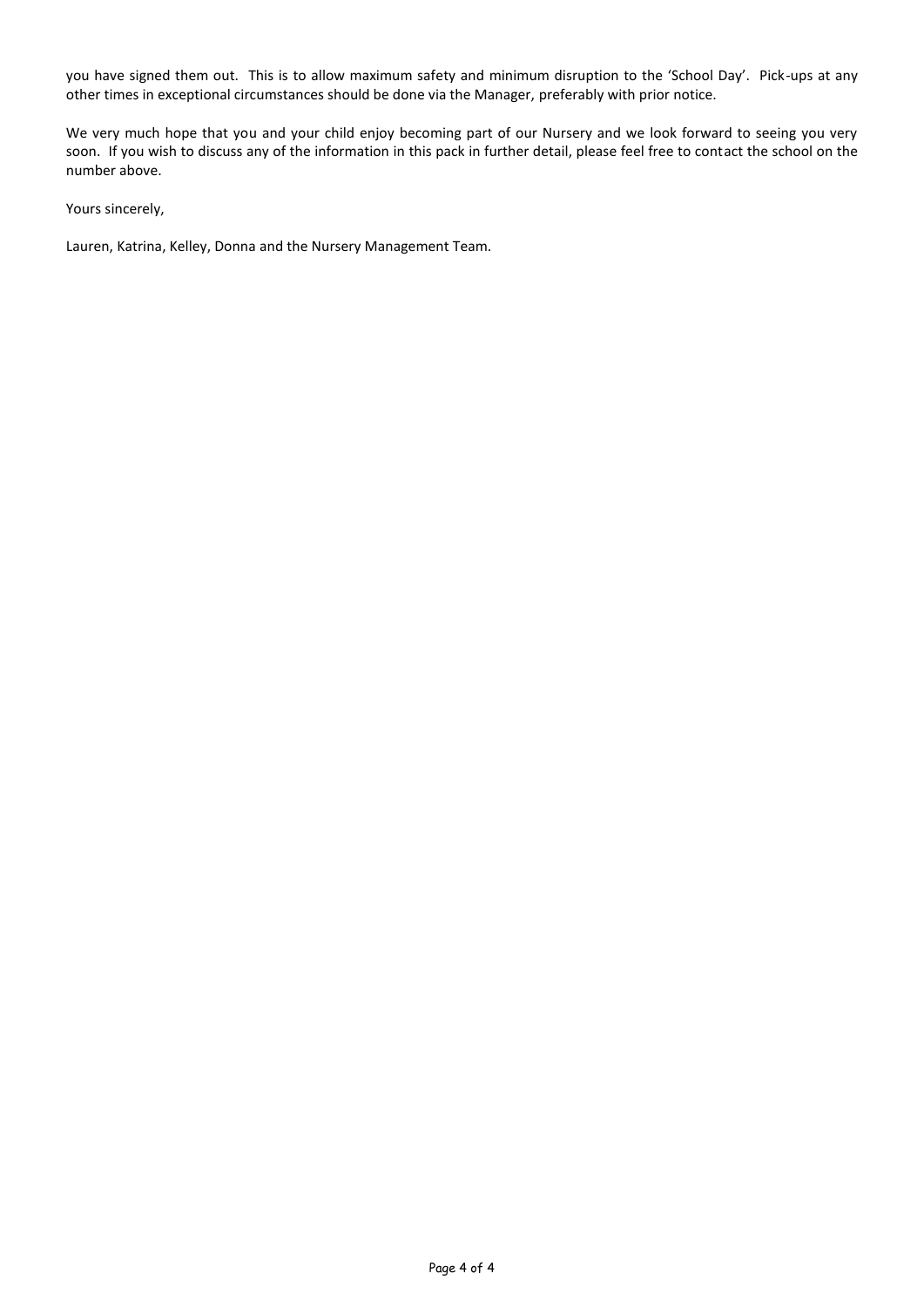you have signed them out. This is to allow maximum safety and minimum disruption to the 'School Day'. Pick-ups at any other times in exceptional circumstances should be done via the Manager, preferably with prior notice.

We very much hope that you and your child enjoy becoming part of our Nursery and we look forward to seeing you very soon. If you wish to discuss any of the information in this pack in further detail, please feel free to contact the school on the number above.

Yours sincerely,

Lauren, Katrina, Kelley, Donna and the Nursery Management Team.